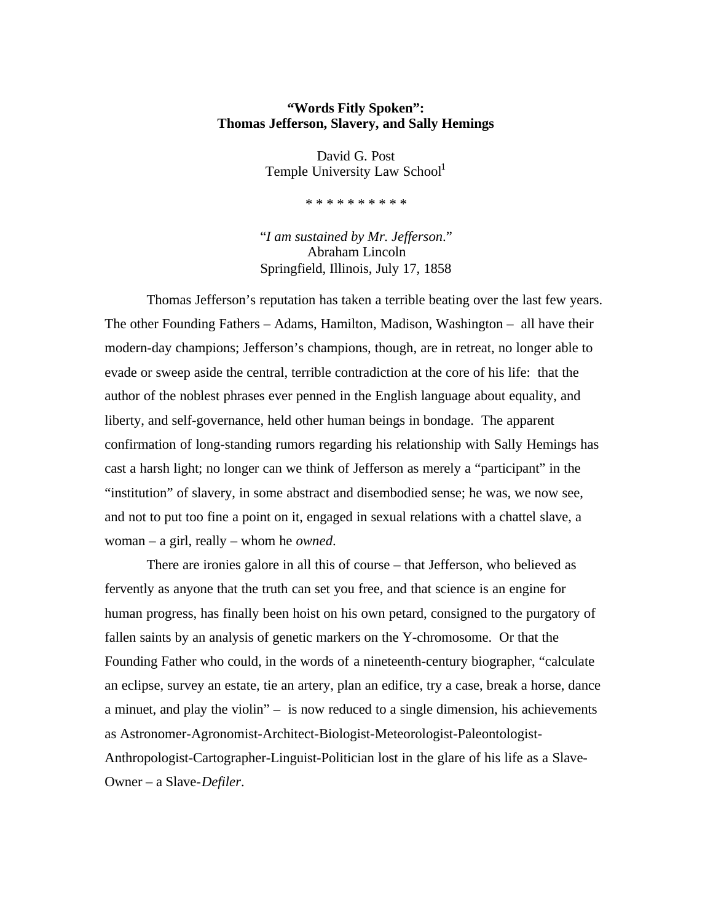# "Words Fitly Spoken": Thomas Jefferson, Slavery, and Sally Hemings

David G. Post
Temple University Law School[1]

* * * * * * * * * *

"*I am sustained by Mr. Jefferson*."
Abraham Lincoln
Springfield, Illinois, July 17, 1858

Thomas Jefferson's reputation has taken a terrible beating over the last few years. The other Founding Fathers – Adams, Hamilton, Madison, Washington – all have their modern-day champions; Jefferson's champions, though, are in retreat, no longer able to evade or sweep aside the central, terrible contradiction at the core of his life: that the author of the noblest phrases ever penned in the English language about equality, and liberty, and self-governance, held other human beings in bondage. The apparent confirmation of long-standing rumors regarding his relationship with Sally Hemings has cast a harsh light; no longer can we think of Jefferson as merely a "participant" in the "institution" of slavery, in some abstract and disembodied sense; he was, we now see, and not to put too fine a point on it, engaged in sexual relations with a chattel slave, a woman – a girl, really – whom he *owned*.

There are ironies galore in all this of course – that Jefferson, who believed as fervently as anyone that the truth can set you free, and that science is an engine for human progress, has finally been hoist on his own petard, consigned to the purgatory of fallen saints by an analysis of genetic markers on the Y-chromosome. Or that the Founding Father who could, in the words of a nineteenth-century biographer, "calculate an eclipse, survey an estate, tie an artery, plan an edifice, try a case, break a horse, dance a minuet, and play the violin" – is now reduced to a single dimension, his achievements as Astronomer-Agronomist-Architect-Biologist-Meteorologist-Paleontologist-Anthropologist-Cartographer-Linguist-Politician lost in the glare of his life as a Slave-Owner – a Slave-*Defiler*.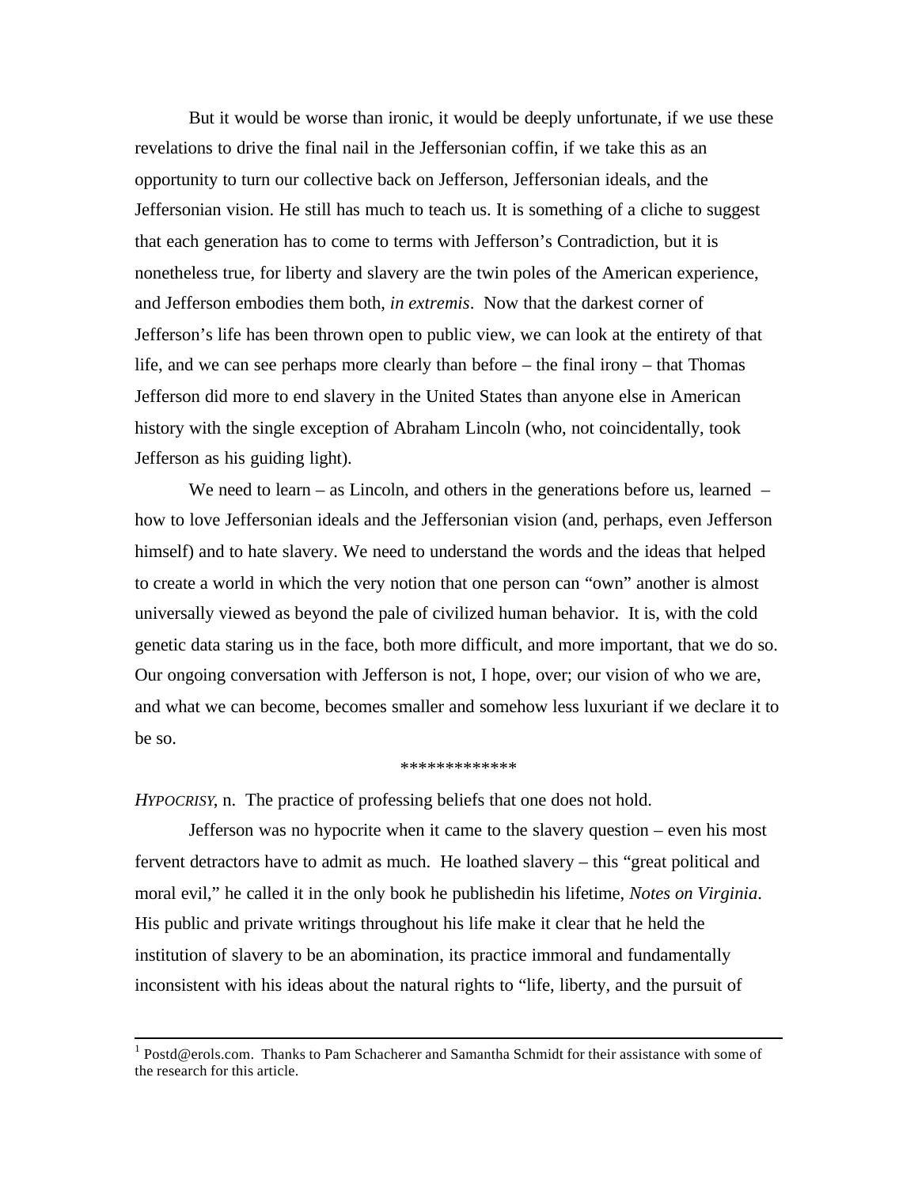But it would be worse than ironic, it would be deeply unfortunate, if we use these revelations to drive the final nail in the Jeffersonian coffin, if we take this as an opportunity to turn our collective back on Jefferson, Jeffersonian ideals, and the Jeffersonian vision. He still has much to teach us. It is something of a cliche to suggest that each generation has to come to terms with Jefferson's Contradiction, but it is nonetheless true, for liberty and slavery are the twin poles of the American experience, and Jefferson embodies them both, *in extremis*. Now that the darkest corner of Jefferson's life has been thrown open to public view, we can look at the entirety of that life, and we can see perhaps more clearly than before – the final irony – that Thomas Jefferson did more to end slavery in the United States than anyone else in American history with the single exception of Abraham Lincoln (who, not coincidentally, took Jefferson as his guiding light).

We need to learn – as Lincoln, and others in the generations before us, learned – how to love Jeffersonian ideals and the Jeffersonian vision (and, perhaps, even Jefferson himself) and to hate slavery. We need to understand the words and the ideas that helped to create a world in which the very notion that one person can "own" another is almost universally viewed as beyond the pale of civilized human behavior. It is, with the cold genetic data staring us in the face, both more difficult, and more important, that we do so. Our ongoing conversation with Jefferson is not, I hope, over; our vision of who we are, and what we can become, becomes smaller and somehow less luxuriant if we declare it to be so.

*************

*HYPOCRISY*, n. The practice of professing beliefs that one does not hold.

Jefferson was no hypocrite when it came to the slavery question – even his most fervent detractors have to admit as much. He loathed slavery – this "great political and moral evil," he called it in the only book he publishedin his lifetime, *Notes on Virginia*. His public and private writings throughout his life make it clear that he held the institution of slavery to be an abomination, its practice immoral and fundamentally inconsistent with his ideas about the natural rights to "life, liberty, and the pursuit of

---

[1] Postd@erols.com. Thanks to Pam Schacherer and Samantha Schmidt for their assistance with some of the research for this article.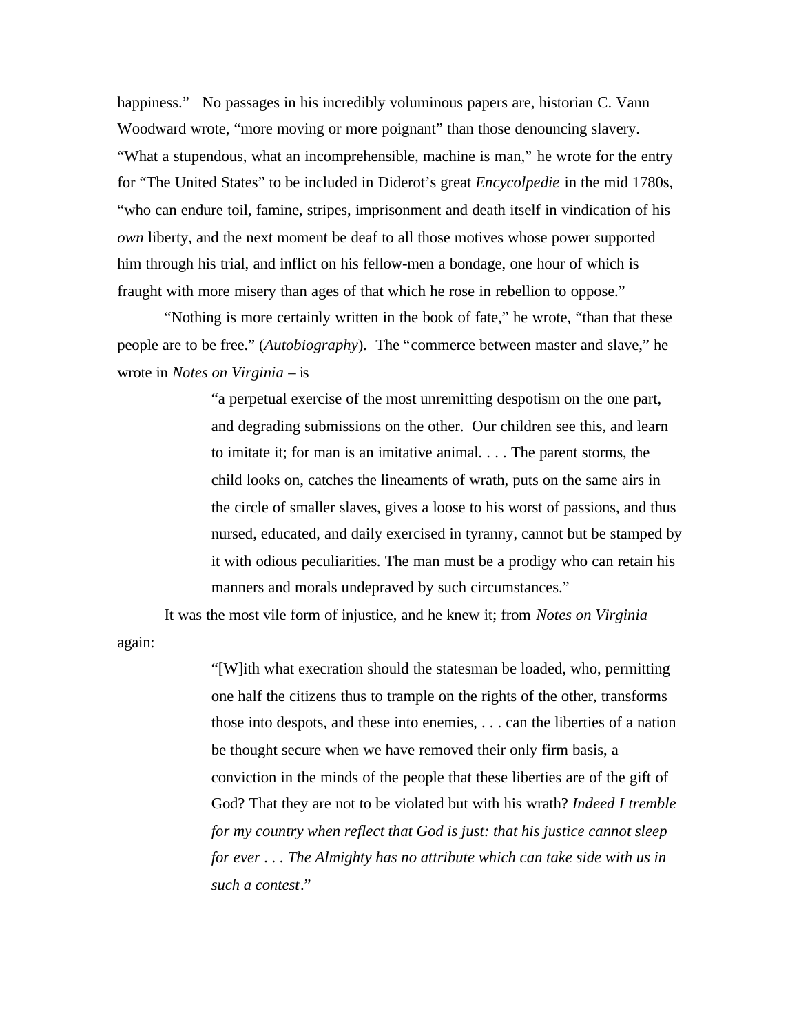happiness." No passages in his incredibly voluminous papers are, historian C. Vann Woodward wrote, "more moving or more poignant" than those denouncing slavery. "What a stupendous, what an incomprehensible, machine is man," he wrote for the entry for "The United States" to be included in Diderot's great *Encycolpedie* in the mid 1780s, "who can endure toil, famine, stripes, imprisonment and death itself in vindication of his *own* liberty, and the next moment be deaf to all those motives whose power supported him through his trial, and inflict on his fellow-men a bondage, one hour of which is fraught with more misery than ages of that which he rose in rebellion to oppose."

"Nothing is more certainly written in the book of fate," he wrote, "than that these people are to be free." (*Autobiography*). The "commerce between master and slave," he wrote in *Notes on Virginia* – is

> "a perpetual exercise of the most unremitting despotism on the one part, and degrading submissions on the other. Our children see this, and learn to imitate it; for man is an imitative animal. . . . The parent storms, the child looks on, catches the lineaments of wrath, puts on the same airs in the circle of smaller slaves, gives a loose to his worst of passions, and thus nursed, educated, and daily exercised in tyranny, cannot but be stamped by it with odious peculiarities. The man must be a prodigy who can retain his manners and morals undepraved by such circumstances."

It was the most vile form of injustice, and he knew it; from *Notes on Virginia* again:

> "[W]ith what execration should the statesman be loaded, who, permitting one half the citizens thus to trample on the rights of the other, transforms those into despots, and these into enemies, . . . can the liberties of a nation be thought secure when we have removed their only firm basis, a conviction in the minds of the people that these liberties are of the gift of God? That they are not to be violated but with his wrath? *Indeed I tremble for my country when reflect that God is just: that his justice cannot sleep for ever . . . The Almighty has no attribute which can take side with us in such a contest*."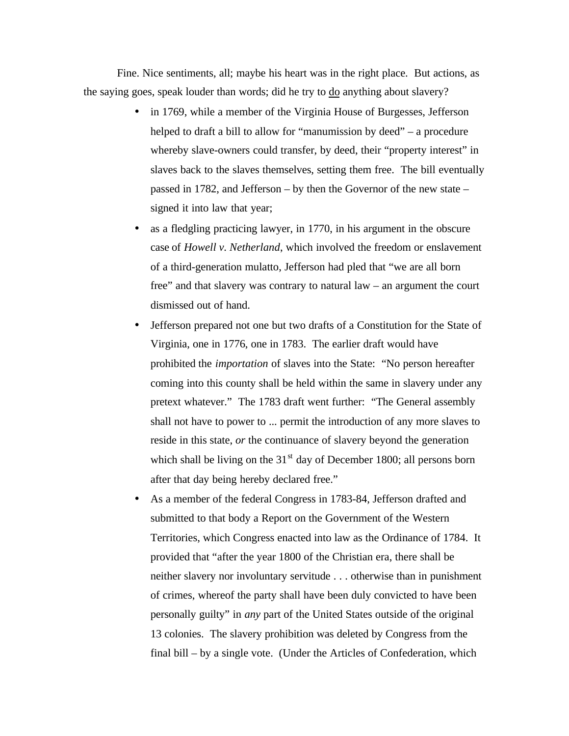Fine. Nice sentiments, all; maybe his heart was in the right place. But actions, as the saying goes, speak louder than words; did he try to <u>do</u> anything about slavery?

- in 1769, while a member of the Virginia House of Burgesses, Jefferson helped to draft a bill to allow for "manumission by deed" – a procedure whereby slave-owners could transfer, by deed, their "property interest" in slaves back to the slaves themselves, setting them free. The bill eventually passed in 1782, and Jefferson – by then the Governor of the new state – signed it into law that year;
- as a fledgling practicing lawyer, in 1770, in his argument in the obscure case of *Howell v. Netherland*, which involved the freedom or enslavement of a third-generation mulatto, Jefferson had pled that "we are all born free" and that slavery was contrary to natural law – an argument the court dismissed out of hand.
- Jefferson prepared not one but two drafts of a Constitution for the State of Virginia, one in 1776, one in 1783. The earlier draft would have prohibited the *importation* of slaves into the State: "No person hereafter coming into this county shall be held within the same in slavery under any pretext whatever." The 1783 draft went further: "The General assembly shall not have to power to ... permit the introduction of any more slaves to reside in this state, *or* the continuance of slavery beyond the generation which shall be living on the 31st day of December 1800; all persons born after that day being hereby declared free."
- As a member of the federal Congress in 1783-84, Jefferson drafted and submitted to that body a Report on the Government of the Western Territories, which Congress enacted into law as the Ordinance of 1784. It provided that "after the year 1800 of the Christian era, there shall be neither slavery nor involuntary servitude . . . otherwise than in punishment of crimes, whereof the party shall have been duly convicted to have been personally guilty" in *any* part of the United States outside of the original 13 colonies. The slavery prohibition was deleted by Congress from the final bill – by a single vote. (Under the Articles of Confederation, which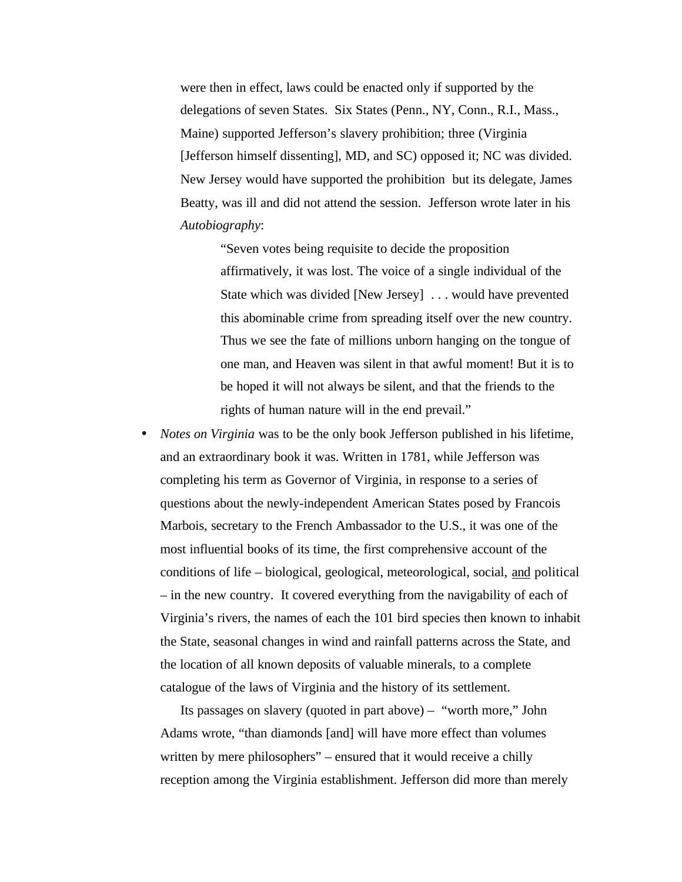were then in effect, laws could be enacted only if supported by the delegations of seven States. Six States (Penn., NY, Conn., R.I., Mass., Maine) supported Jefferson's slavery prohibition; three (Virginia [Jefferson himself dissenting], MD, and SC) opposed it; NC was divided. New Jersey would have supported the prohibition but its delegate, James Beatty, was ill and did not attend the session. Jefferson wrote later in his *Autobiography*:

> "Seven votes being requisite to decide the proposition affirmatively, it was lost. The voice of a single individual of the State which was divided [New Jersey] . . . would have prevented this abominable crime from spreading itself over the new country. Thus we see the fate of millions unborn hanging on the tongue of one man, and Heaven was silent in that awful moment! But it is to be hoped it will not always be silent, and that the friends to the rights of human nature will in the end prevail."

- *Notes on Virginia* was to be the only book Jefferson published in his lifetime, and an extraordinary book it was. Written in 1781, while Jefferson was completing his term as Governor of Virginia, in response to a series of questions about the newly-independent American States posed by Francois Marbois, secretary to the French Ambassador to the U.S., it was one of the most influential books of its time, the first comprehensive account of the conditions of life – biological, geological, meteorological, social, <u>and</u> political – in the new country. It covered everything from the navigability of each of Virginia's rivers, the names of each the 101 bird species then known to inhabit the State, seasonal changes in wind and rainfall patterns across the State, and the location of all known deposits of valuable minerals, to a complete catalogue of the laws of Virginia and the history of its settlement.

  Its passages on slavery (quoted in part above) – "worth more," John Adams wrote, "than diamonds [and] will have more effect than volumes written by mere philosophers" – ensured that it would receive a chilly reception among the Virginia establishment. Jefferson did more than merely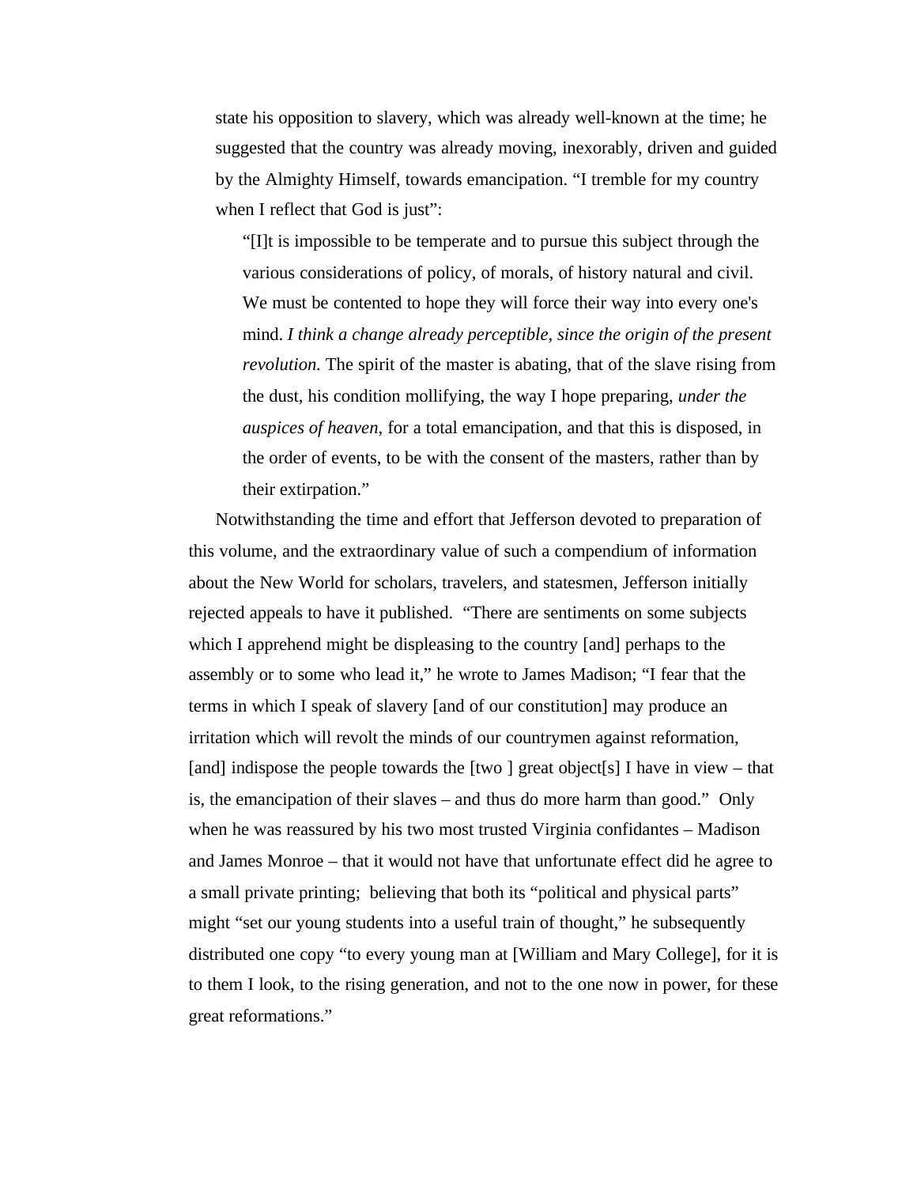state his opposition to slavery, which was already well-known at the time; he suggested that the country was already moving, inexorably, driven and guided by the Almighty Himself, towards emancipation. "I tremble for my country when I reflect that God is just":

> "[I]t is impossible to be temperate and to pursue this subject through the various considerations of policy, of morals, of history natural and civil. We must be contented to hope they will force their way into every one's mind. *I think a change already perceptible, since the origin of the present revolution.* The spirit of the master is abating, that of the slave rising from the dust, his condition mollifying, the way I hope preparing, *under the auspices of heaven*, for a total emancipation, and that this is disposed, in the order of events, to be with the consent of the masters, rather than by their extirpation."

Notwithstanding the time and effort that Jefferson devoted to preparation of this volume, and the extraordinary value of such a compendium of information about the New World for scholars, travelers, and statesmen, Jefferson initially rejected appeals to have it published. "There are sentiments on some subjects which I apprehend might be displeasing to the country [and] perhaps to the assembly or to some who lead it," he wrote to James Madison; "I fear that the terms in which I speak of slavery [and of our constitution] may produce an irritation which will revolt the minds of our countrymen against reformation, [and] indispose the people towards the [two ] great object[s] I have in view – that is, the emancipation of their slaves – and thus do more harm than good." Only when he was reassured by his two most trusted Virginia confidantes – Madison and James Monroe – that it would not have that unfortunate effect did he agree to a small private printing; believing that both its "political and physical parts" might "set our young students into a useful train of thought," he subsequently distributed one copy "to every young man at [William and Mary College], for it is to them I look, to the rising generation, and not to the one now in power, for these great reformations."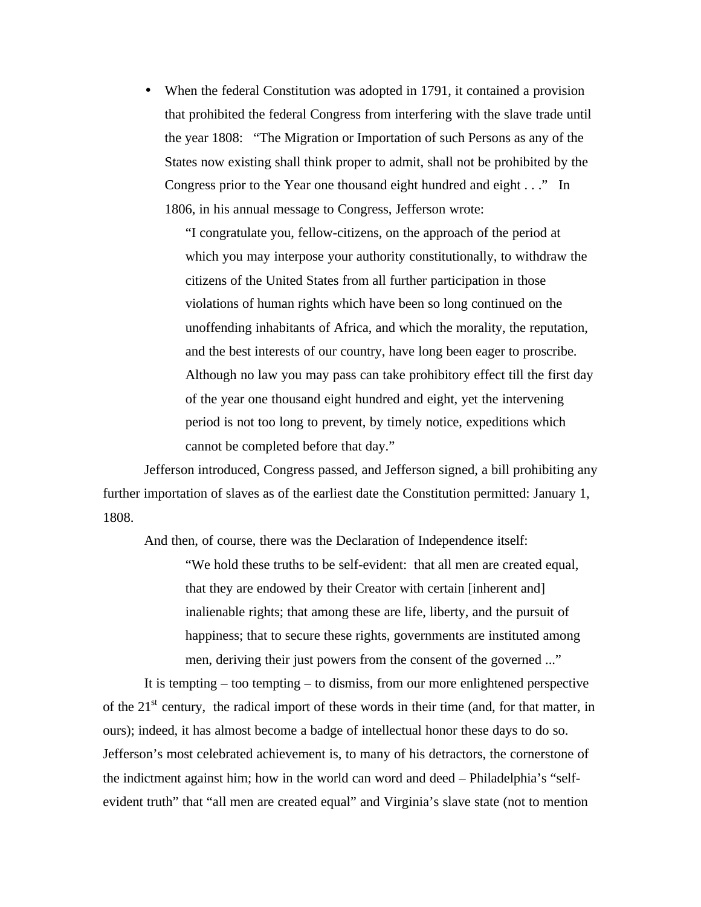- When the federal Constitution was adopted in 1791, it contained a provision that prohibited the federal Congress from interfering with the slave trade until the year 1808: "The Migration or Importation of such Persons as any of the States now existing shall think proper to admit, shall not be prohibited by the Congress prior to the Year one thousand eight hundred and eight . . ." In 1806, in his annual message to Congress, Jefferson wrote:

  > "I congratulate you, fellow-citizens, on the approach of the period at which you may interpose your authority constitutionally, to withdraw the citizens of the United States from all further participation in those violations of human rights which have been so long continued on the unoffending inhabitants of Africa, and which the morality, the reputation, and the best interests of our country, have long been eager to proscribe. Although no law you may pass can take prohibitory effect till the first day of the year one thousand eight hundred and eight, yet the intervening period is not too long to prevent, by timely notice, expeditions which cannot be completed before that day."

Jefferson introduced, Congress passed, and Jefferson signed, a bill prohibiting any further importation of slaves as of the earliest date the Constitution permitted: January 1, 1808.

And then, of course, there was the Declaration of Independence itself:

> "We hold these truths to be self-evident: that all men are created equal, that they are endowed by their Creator with certain [inherent and] inalienable rights; that among these are life, liberty, and the pursuit of happiness; that to secure these rights, governments are instituted among men, deriving their just powers from the consent of the governed ..."

It is tempting – too tempting – to dismiss, from our more enlightened perspective of the 21st century, the radical import of these words in their time (and, for that matter, in ours); indeed, it has almost become a badge of intellectual honor these days to do so. Jefferson's most celebrated achievement is, to many of his detractors, the cornerstone of the indictment against him; how in the world can word and deed – Philadelphia's "self-evident truth" that "all men are created equal" and Virginia's slave state (not to mention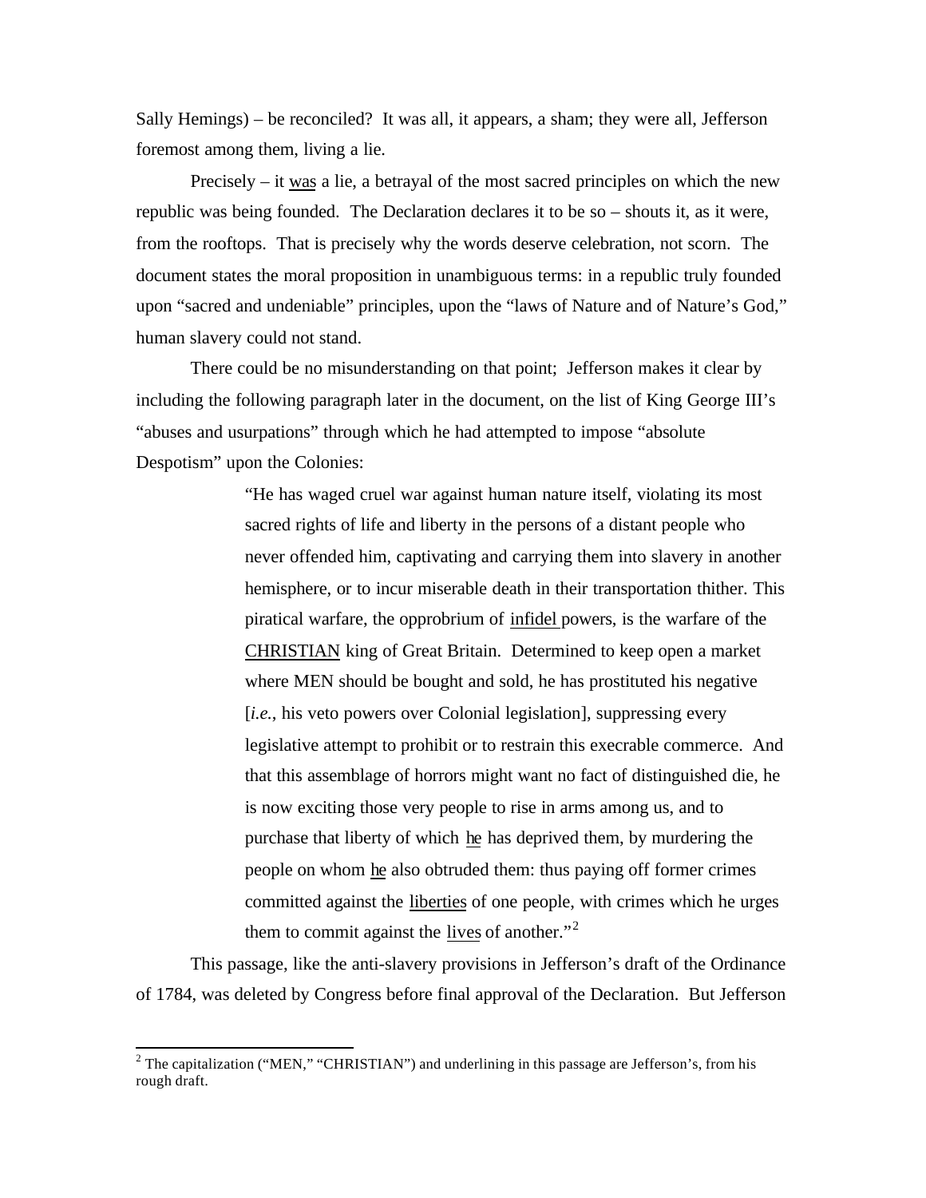Sally Hemings) – be reconciled? It was all, it appears, a sham; they were all, Jefferson foremost among them, living a lie.

Precisely – it <u>was</u> a lie, a betrayal of the most sacred principles on which the new republic was being founded. The Declaration declares it to be so – shouts it, as it were, from the rooftops. That is precisely why the words deserve celebration, not scorn. The document states the moral proposition in unambiguous terms: in a republic truly founded upon "sacred and undeniable" principles, upon the "laws of Nature and of Nature's God," human slavery could not stand.

There could be no misunderstanding on that point; Jefferson makes it clear by including the following paragraph later in the document, on the list of King George III's "abuses and usurpations" through which he had attempted to impose "absolute Despotism" upon the Colonies:

> "He has waged cruel war against human nature itself, violating its most sacred rights of life and liberty in the persons of a distant people who never offended him, captivating and carrying them into slavery in another hemisphere, or to incur miserable death in their transportation thither. This piratical warfare, the opprobrium of <u>infidel</u> powers, is the warfare of the <u>CHRISTIAN</u> king of Great Britain. Determined to keep open a market where MEN should be bought and sold, he has prostituted his negative [*i.e.*, his veto powers over Colonial legislation], suppressing every legislative attempt to prohibit or to restrain this execrable commerce. And that this assemblage of horrors might want no fact of distinguished die, he is now exciting those very people to rise in arms among us, and to purchase that liberty of which <u>he</u> has deprived them, by murdering the people on whom <u>he</u> also obtruded them: thus paying off former crimes committed against the <u>liberties</u> of one people, with crimes which he urges them to commit against the <u>lives</u> of another."[2]

This passage, like the anti-slavery provisions in Jefferson's draft of the Ordinance of 1784, was deleted by Congress before final approval of the Declaration. But Jefferson

[2] The capitalization ("MEN," "CHRISTIAN") and underlining in this passage are Jefferson's, from his rough draft.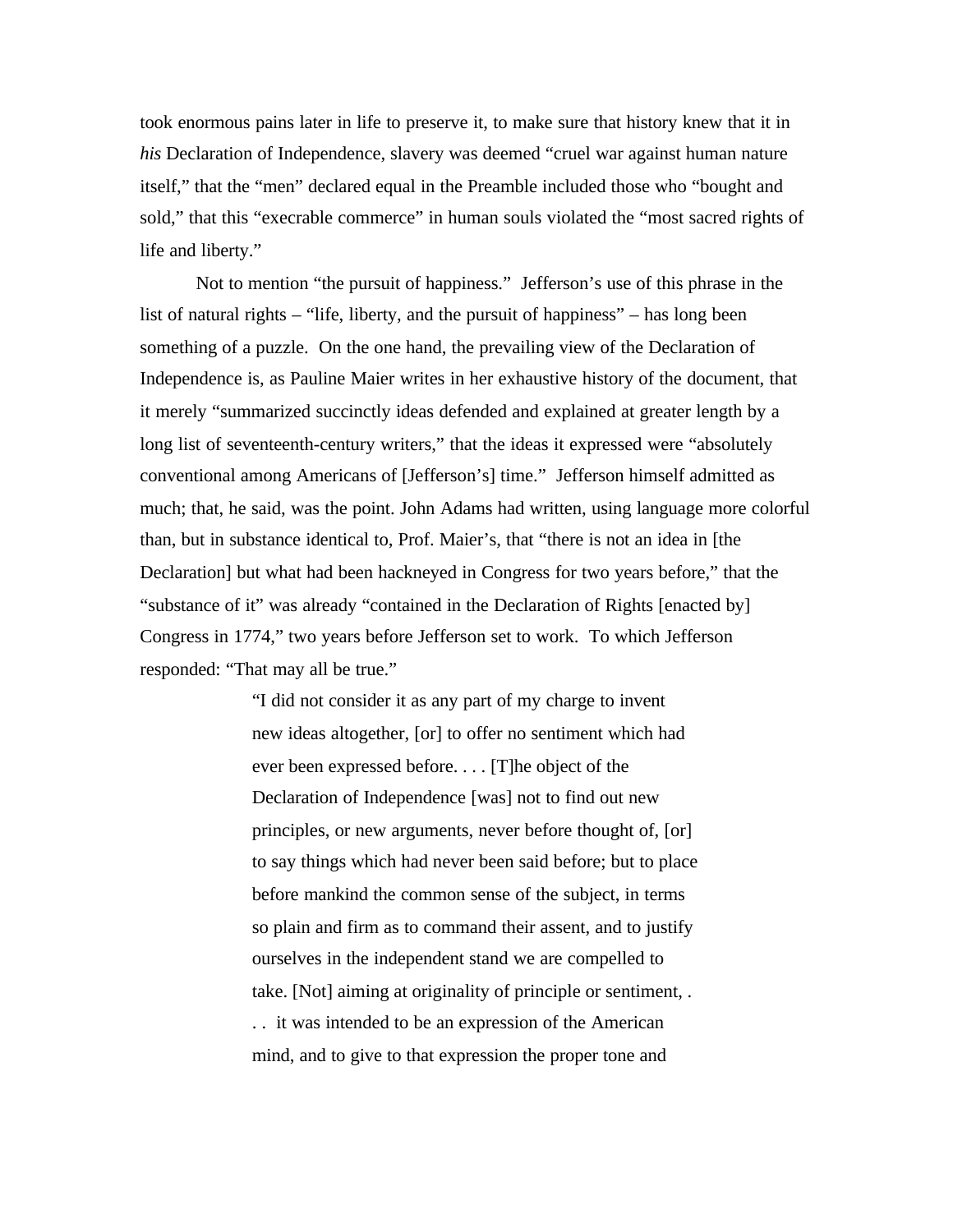took enormous pains later in life to preserve it, to make sure that history knew that it in *his* Declaration of Independence, slavery was deemed "cruel war against human nature itself," that the "men" declared equal in the Preamble included those who "bought and sold," that this "execrable commerce" in human souls violated the "most sacred rights of life and liberty."

Not to mention "the pursuit of happiness." Jefferson's use of this phrase in the list of natural rights – "life, liberty, and the pursuit of happiness" – has long been something of a puzzle. On the one hand, the prevailing view of the Declaration of Independence is, as Pauline Maier writes in her exhaustive history of the document, that it merely "summarized succinctly ideas defended and explained at greater length by a long list of seventeenth-century writers," that the ideas it expressed were "absolutely conventional among Americans of [Jefferson's] time." Jefferson himself admitted as much; that, he said, was the point. John Adams had written, using language more colorful than, but in substance identical to, Prof. Maier's, that "there is not an idea in [the Declaration] but what had been hackneyed in Congress for two years before," that the "substance of it" was already "contained in the Declaration of Rights [enacted by] Congress in 1774," two years before Jefferson set to work. To which Jefferson responded: "That may all be true."

> "I did not consider it as any part of my charge to invent new ideas altogether, [or] to offer no sentiment which had ever been expressed before. . . . [T]he object of the Declaration of Independence [was] not to find out new principles, or new arguments, never before thought of, [or] to say things which had never been said before; but to place before mankind the common sense of the subject, in terms so plain and firm as to command their assent, and to justify ourselves in the independent stand we are compelled to take. [Not] aiming at originality of principle or sentiment, . . . it was intended to be an expression of the American mind, and to give to that expression the proper tone and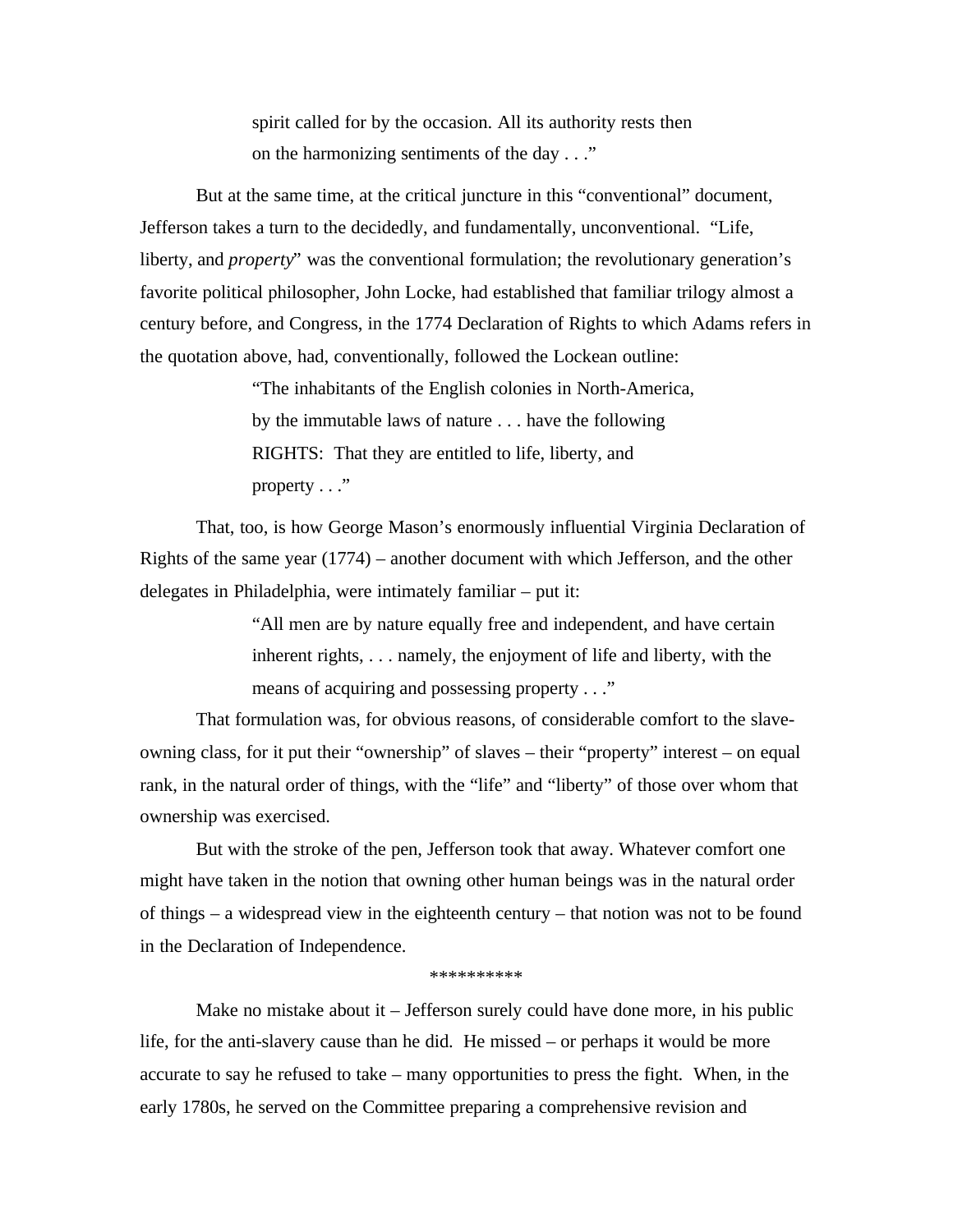> spirit called for by the occasion. All its authority rests then on the harmonizing sentiments of the day . . ."

But at the same time, at the critical juncture in this "conventional" document, Jefferson takes a turn to the decidedly, and fundamentally, unconventional. "Life, liberty, and *property*" was the conventional formulation; the revolutionary generation's favorite political philosopher, John Locke, had established that familiar trilogy almost a century before, and Congress, in the 1774 Declaration of Rights to which Adams refers in the quotation above, had, conventionally, followed the Lockean outline:

> "The inhabitants of the English colonies in North-America, by the immutable laws of nature . . . have the following RIGHTS: That they are entitled to life, liberty, and property . . ."

That, too, is how George Mason's enormously influential Virginia Declaration of Rights of the same year (1774) – another document with which Jefferson, and the other delegates in Philadelphia, were intimately familiar – put it:

> "All men are by nature equally free and independent, and have certain inherent rights, . . . namely, the enjoyment of life and liberty, with the means of acquiring and possessing property . . ."

That formulation was, for obvious reasons, of considerable comfort to the slave-owning class, for it put their "ownership" of slaves – their "property" interest – on equal rank, in the natural order of things, with the "life" and "liberty" of those over whom that ownership was exercised.

But with the stroke of the pen, Jefferson took that away. Whatever comfort one might have taken in the notion that owning other human beings was in the natural order of things – a widespread view in the eighteenth century – that notion was not to be found in the Declaration of Independence.

**********

Make no mistake about it – Jefferson surely could have done more, in his public life, for the anti-slavery cause than he did. He missed – or perhaps it would be more accurate to say he refused to take – many opportunities to press the fight. When, in the early 1780s, he served on the Committee preparing a comprehensive revision and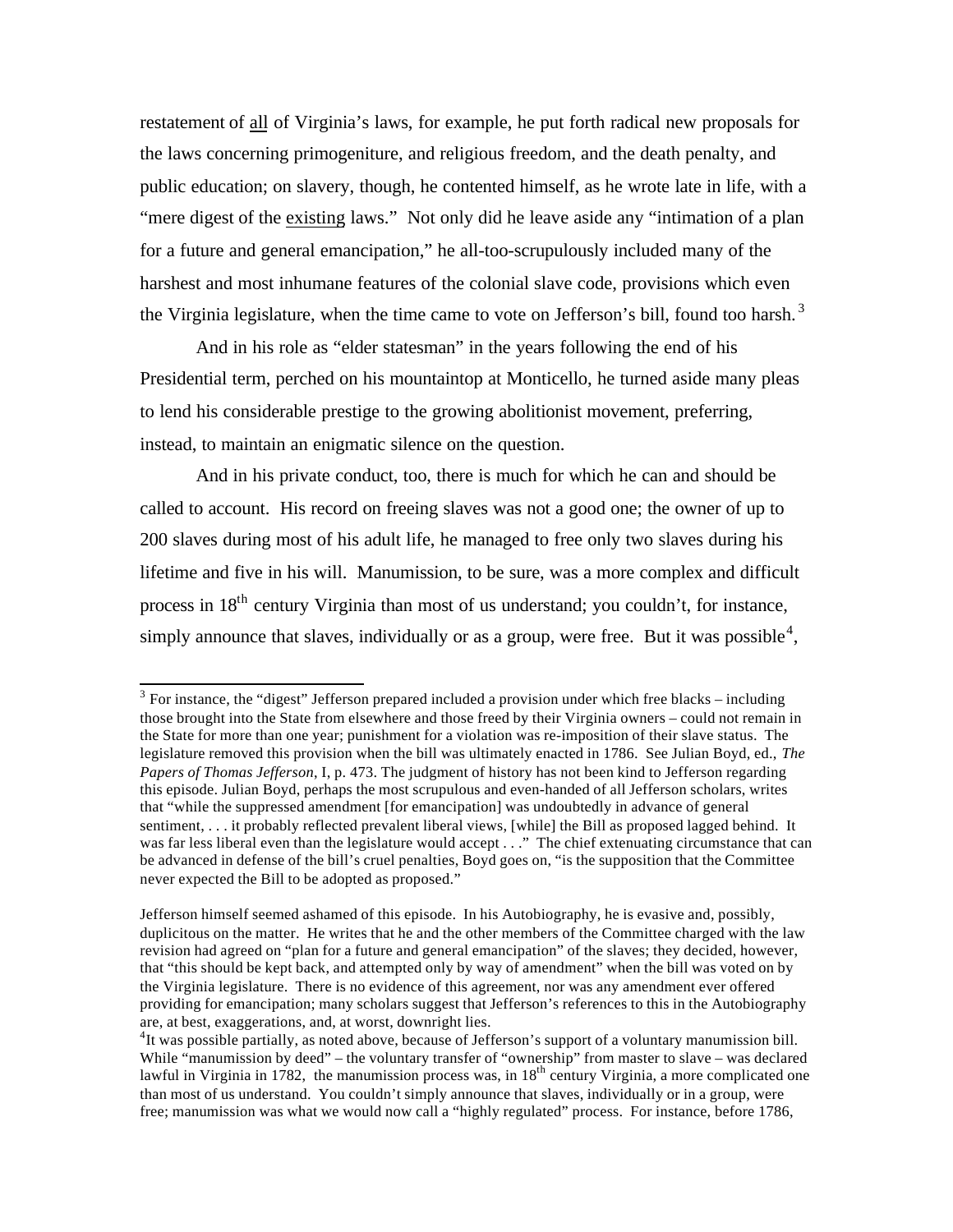restatement of all of Virginia's laws, for example, he put forth radical new proposals for the laws concerning primogeniture, and religious freedom, and the death penalty, and public education; on slavery, though, he contented himself, as he wrote late in life, with a "mere digest of the existing laws." Not only did he leave aside any "intimation of a plan for a future and general emancipation," he all-too-scrupulously included many of the harshest and most inhumane features of the colonial slave code, provisions which even the Virginia legislature, when the time came to vote on Jefferson's bill, found too harsh.[3]

And in his role as "elder statesman" in the years following the end of his Presidential term, perched on his mountaintop at Monticello, he turned aside many pleas to lend his considerable prestige to the growing abolitionist movement, preferring, instead, to maintain an enigmatic silence on the question.

And in his private conduct, too, there is much for which he can and should be called to account. His record on freeing slaves was not a good one; the owner of up to 200 slaves during most of his adult life, he managed to free only two slaves during his lifetime and five in his will. Manumission, to be sure, was a more complex and difficult process in 18th century Virginia than most of us understand; you couldn't, for instance, simply announce that slaves, individually or as a group, were free. But it was possible[4],

---

[3] For instance, the "digest" Jefferson prepared included a provision under which free blacks – including those brought into the State from elsewhere and those freed by their Virginia owners – could not remain in the State for more than one year; punishment for a violation was re-imposition of their slave status. The legislature removed this provision when the bill was ultimately enacted in 1786. See Julian Boyd, ed., *The Papers of Thomas Jefferson*, I, p. 473. The judgment of history has not been kind to Jefferson regarding this episode. Julian Boyd, perhaps the most scrupulous and even-handed of all Jefferson scholars, writes that "while the suppressed amendment [for emancipation] was undoubtedly in advance of general sentiment, . . . it probably reflected prevalent liberal views, [while] the Bill as proposed lagged behind. It was far less liberal even than the legislature would accept . . ." The chief extenuating circumstance that can be advanced in defense of the bill's cruel penalties, Boyd goes on, "is the supposition that the Committee never expected the Bill to be adopted as proposed."

Jefferson himself seemed ashamed of this episode. In his Autobiography, he is evasive and, possibly, duplicitous on the matter. He writes that he and the other members of the Committee charged with the law revision had agreed on "plan for a future and general emancipation" of the slaves; they decided, however, that "this should be kept back, and attempted only by way of amendment" when the bill was voted on by the Virginia legislature. There is no evidence of this agreement, nor was any amendment ever offered providing for emancipation; many scholars suggest that Jefferson's references to this in the Autobiography are, at best, exaggerations, and, at worst, downright lies.

[4] It was possible partially, as noted above, because of Jefferson's support of a voluntary manumission bill. While "manumission by deed" – the voluntary transfer of "ownership" from master to slave – was declared lawful in Virginia in 1782, the manumission process was, in 18th century Virginia, a more complicated one than most of us understand. You couldn't simply announce that slaves, individually or in a group, were free; manumission was what we would now call a "highly regulated" process. For instance, before 1786,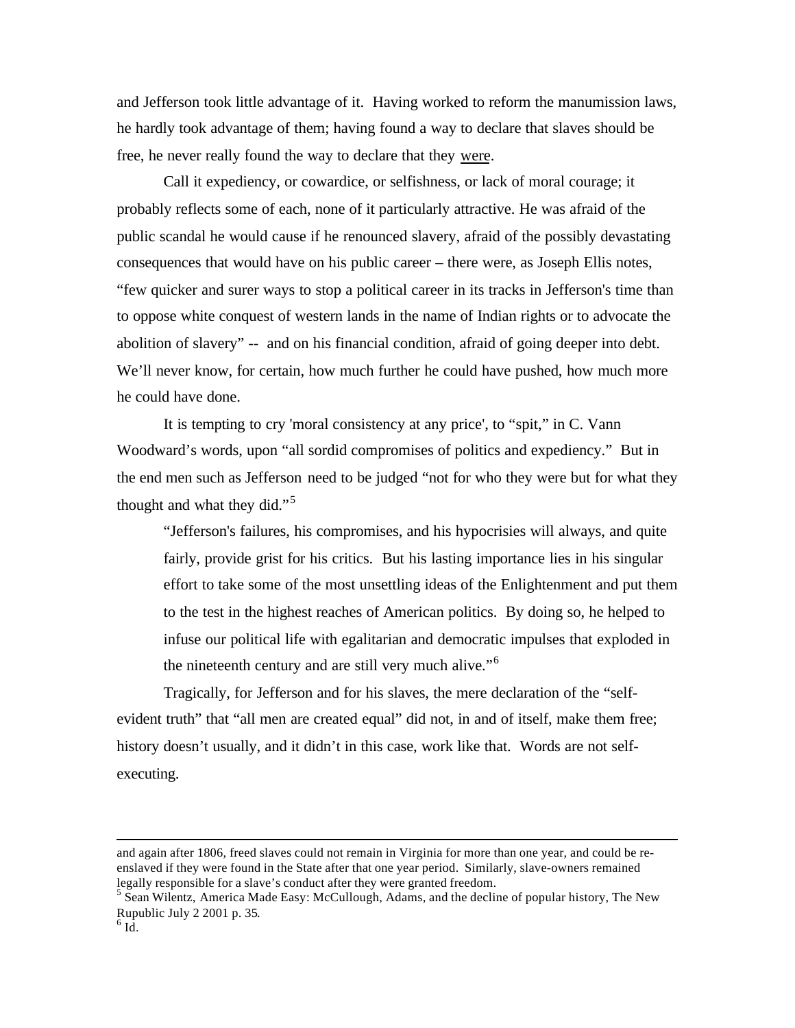and Jefferson took little advantage of it. Having worked to reform the manumission laws, he hardly took advantage of them; having found a way to declare that slaves should be free, he never really found the way to declare that they were.

Call it expediency, or cowardice, or selfishness, or lack of moral courage; it probably reflects some of each, none of it particularly attractive. He was afraid of the public scandal he would cause if he renounced slavery, afraid of the possibly devastating consequences that would have on his public career – there were, as Joseph Ellis notes, "few quicker and surer ways to stop a political career in its tracks in Jefferson's time than to oppose white conquest of western lands in the name of Indian rights or to advocate the abolition of slavery" -- and on his financial condition, afraid of going deeper into debt. We'll never know, for certain, how much further he could have pushed, how much more he could have done.

It is tempting to cry 'moral consistency at any price', to "spit," in C. Vann Woodward's words, upon "all sordid compromises of politics and expediency." But in the end men such as Jefferson need to be judged "not for who they were but for what they thought and what they did."[5]

> "Jefferson's failures, his compromises, and his hypocrisies will always, and quite fairly, provide grist for his critics. But his lasting importance lies in his singular effort to take some of the most unsettling ideas of the Enlightenment and put them to the test in the highest reaches of American politics. By doing so, he helped to infuse our political life with egalitarian and democratic impulses that exploded in the nineteenth century and are still very much alive."[6]

Tragically, for Jefferson and for his slaves, the mere declaration of the "self-evident truth" that "all men are created equal" did not, in and of itself, make them free; history doesn't usually, and it didn't in this case, work like that. Words are not self-executing.

---

and again after 1806, freed slaves could not remain in Virginia for more than one year, and could be re-enslaved if they were found in the State after that one year period. Similarly, slave-owners remained legally responsible for a slave's conduct after they were granted freedom.

[5] Sean Wilentz, America Made Easy: McCullough, Adams, and the decline of popular history, The New Rupublic July 2 2001 p. 35.

[6] Id.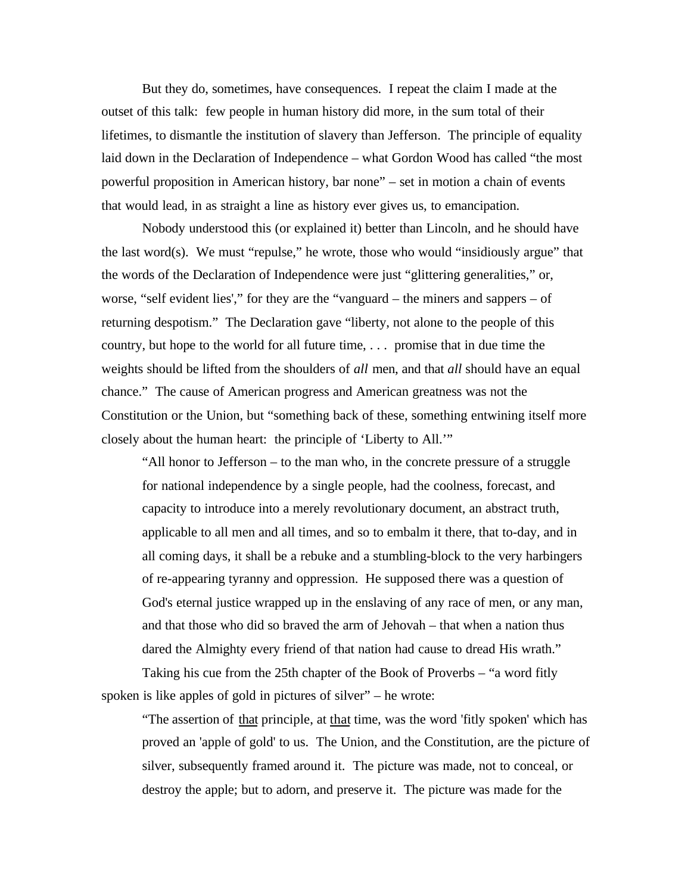But they do, sometimes, have consequences. I repeat the claim I made at the outset of this talk: few people in human history did more, in the sum total of their lifetimes, to dismantle the institution of slavery than Jefferson. The principle of equality laid down in the Declaration of Independence – what Gordon Wood has called "the most powerful proposition in American history, bar none" – set in motion a chain of events that would lead, in as straight a line as history ever gives us, to emancipation.

Nobody understood this (or explained it) better than Lincoln, and he should have the last word(s). We must "repulse," he wrote, those who would "insidiously argue" that the words of the Declaration of Independence were just "glittering generalities," or, worse, "self evident lies'," for they are the "vanguard – the miners and sappers – of returning despotism." The Declaration gave "liberty, not alone to the people of this country, but hope to the world for all future time, . . . promise that in due time the weights should be lifted from the shoulders of *all* men, and that *all* should have an equal chance." The cause of American progress and American greatness was not the Constitution or the Union, but "something back of these, something entwining itself more closely about the human heart: the principle of 'Liberty to All.'"

> "All honor to Jefferson – to the man who, in the concrete pressure of a struggle for national independence by a single people, had the coolness, forecast, and capacity to introduce into a merely revolutionary document, an abstract truth, applicable to all men and all times, and so to embalm it there, that to-day, and in all coming days, it shall be a rebuke and a stumbling-block to the very harbingers of re-appearing tyranny and oppression. He supposed there was a question of God's eternal justice wrapped up in the enslaving of any race of men, or any man, and that those who did so braved the arm of Jehovah – that when a nation thus dared the Almighty every friend of that nation had cause to dread His wrath."

Taking his cue from the 25th chapter of the Book of Proverbs – "a word fitly spoken is like apples of gold in pictures of silver" – he wrote:

> "The assertion of <u>that</u> principle, at <u>that</u> time, was the word 'fitly spoken' which has proved an 'apple of gold' to us. The Union, and the Constitution, are the picture of silver, subsequently framed around it. The picture was made, not to conceal, or destroy the apple; but to adorn, and preserve it. The picture was made for the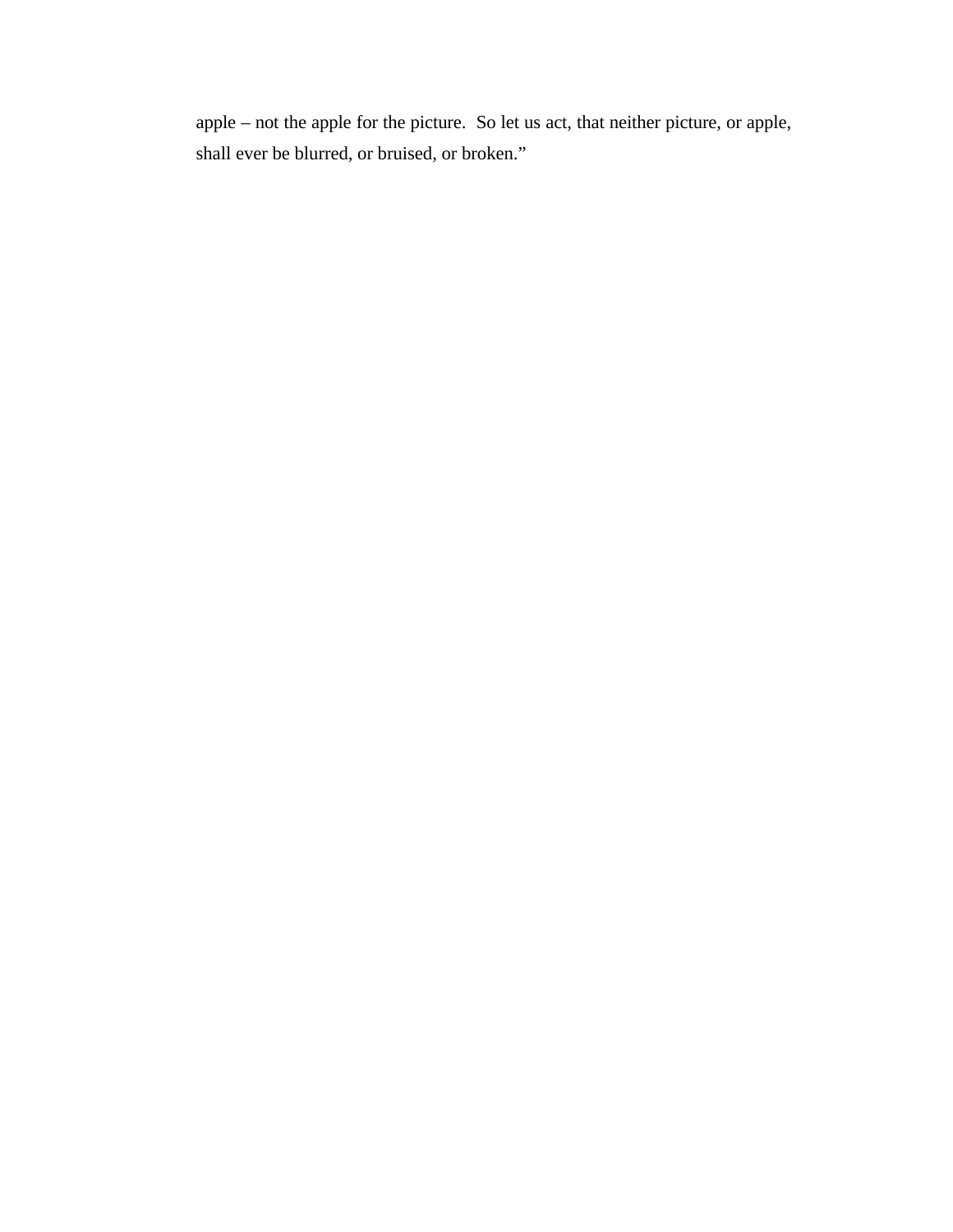apple – not the apple for the picture.  So let us act, that neither picture, or apple, shall ever be blurred, or bruised, or broken."